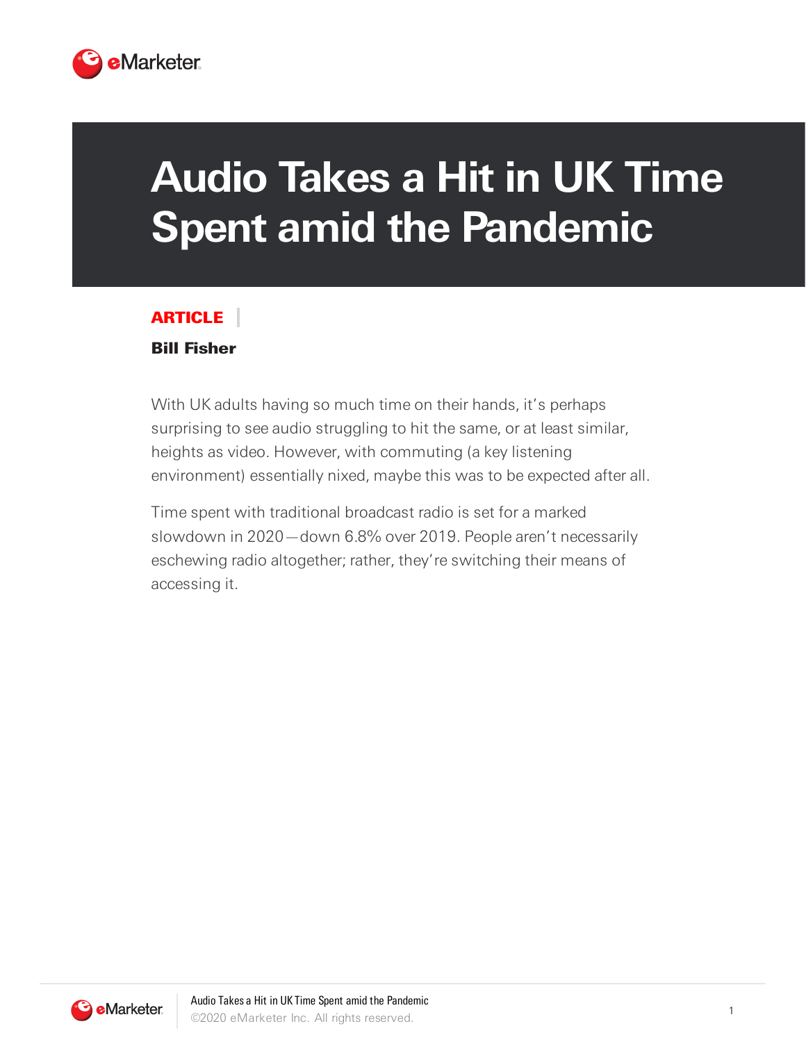# Audio Takes a Hit in UK Time Spent amid the Pandemic

**ARTICLE**

**Bill Fisher**

With UK adults having so much time on their hands, it's perhaps surprising to see audio struggling to hit the same, or at least similar, heights as video. However, with commuting (a key listening environment) essentially nixed, maybe this was to be expected after all.

Time spent with traditional broadcast radio is set for a marked slowdown in 2020—down 6.8% over 2019. People aren't necessarily eschewing radio altogether; rather, they're switching their means of accessing it.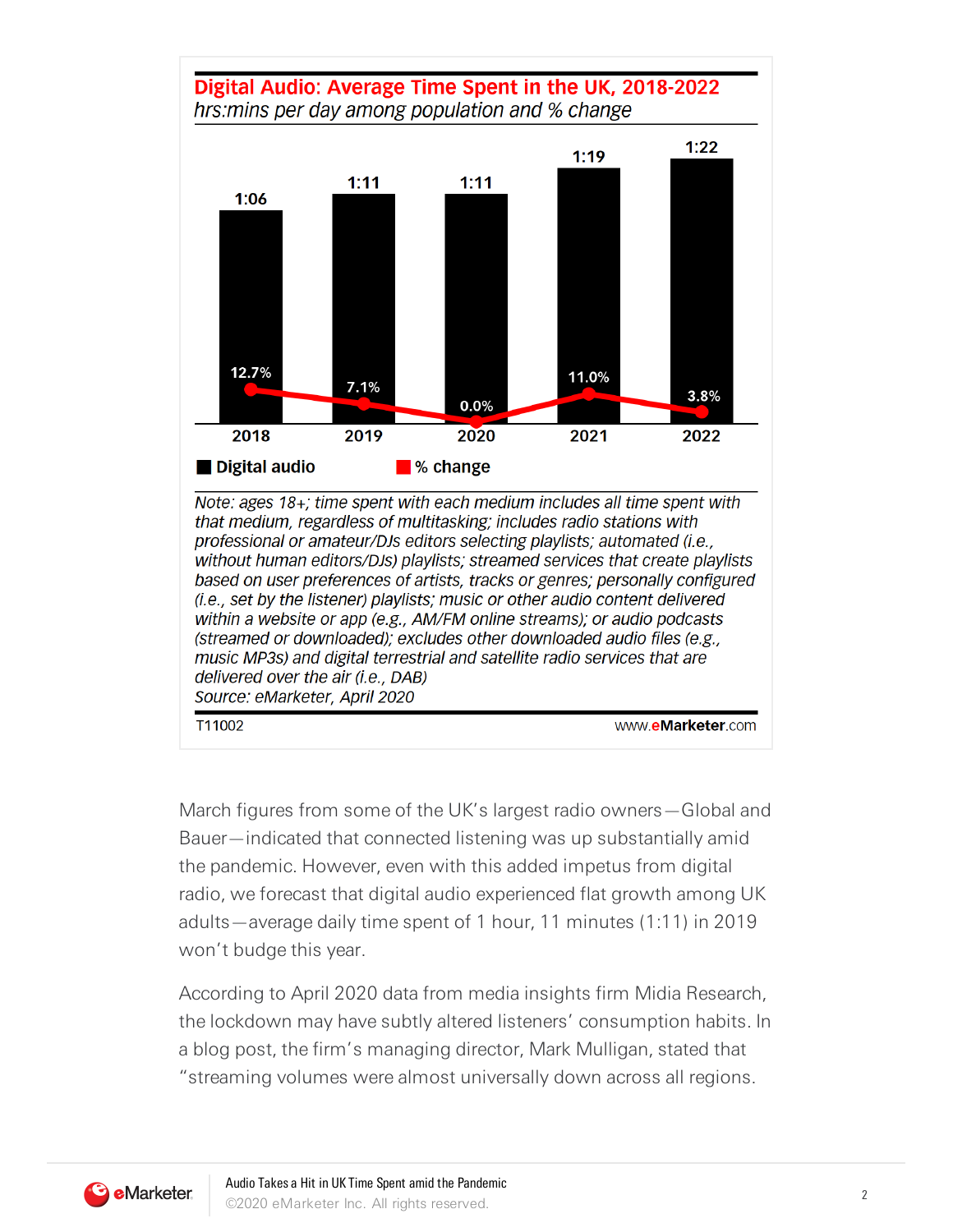**Digital Audio: Average Time Spent in the UK, 2018-2022**

*hrs:mins per day among population and % change*

| | 2018 | 2019 | 2020 | 2021 | 2022 |
|---|---|---|---|---|---|
| Digital audio | 1:06 | 1:11 | 1:11 | 1:19 | 1:22 |
| % change | 12.7% | 7.1% | 0.0% | 11.0% | 3.8% |

*Note: ages 18+; time spent with each medium includes all time spent with that medium, regardless of multitasking; includes radio stations with professional or amateur/DJs editors selecting playlists; automated (i.e., without human editors/DJs) playlists; streamed services that create playlists based on user preferences of artists, tracks or genres; personally configured (i.e., set by the listener) playlists; music or other audio content delivered within a website or app (e.g., AM/FM online streams); or audio podcasts (streamed or downloaded); excludes other downloaded audio files (e.g., music MP3s) and digital terrestrial and satellite radio services that are delivered over the air (i.e., DAB)*

*Source: eMarketer, April 2020*

T11002 www.eMarketer.com

March figures from some of the UK's largest radio owners—Global and Bauer—indicated that connected listening was up substantially amid the pandemic. However, even with this added impetus from digital radio, we forecast that digital audio experienced flat growth among UK adults—average daily time spent of 1 hour, 11 minutes (1:11) in 2019 won't budge this year.

According to April 2020 data from media insights firm Midia Research, the lockdown may have subtly altered listeners' consumption habits. In a blog post, the firm's managing director, Mark Mulligan, stated that "streaming volumes were almost universally down across all regions.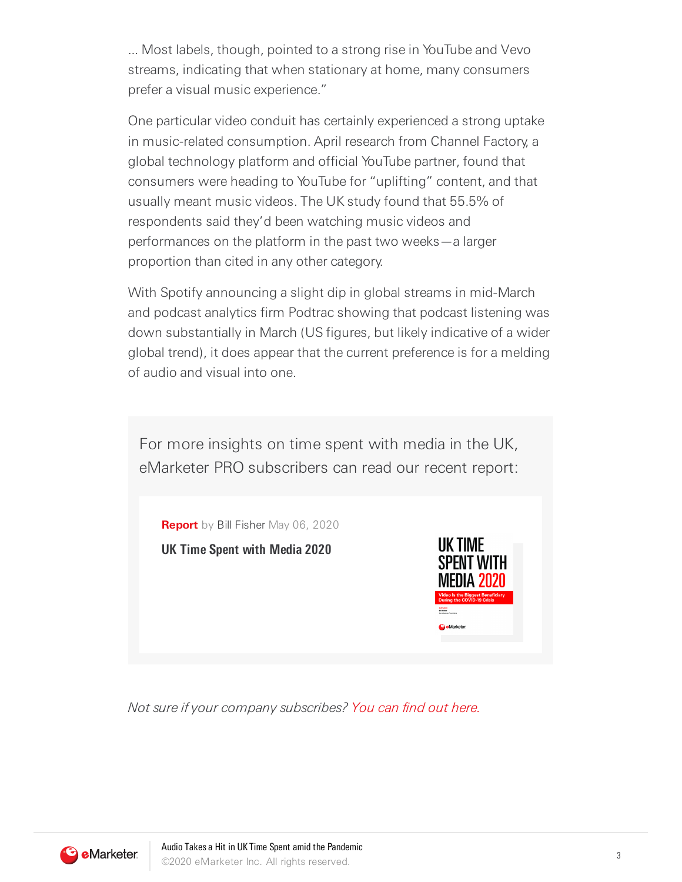... Most labels, though, pointed to a strong rise in YouTube and Vevo streams, indicating that when stationary at home, many consumers prefer a visual music experience."

One particular video conduit has certainly experienced a strong uptake in music-related consumption. April research from Channel Factory, a global technology platform and official YouTube partner, found that consumers were heading to YouTube for "uplifting" content, and that usually meant music videos. The UK study found that 55.5% of respondents said they'd been watching music videos and performances on the platform in the past two weeks—a larger proportion than cited in any other category.

With Spotify announcing a slight dip in global streams in mid-March and podcast analytics firm Podtrac showing that podcast listening was down substantially in March (US figures, but likely indicative of a wider global trend), it does appear that the current preference is for a melding of audio and visual into one.

For more insights on time spent with media in the UK, eMarketer PRO subscribers can read our recent report:

**Report** by Bill Fisher May 06, 2020

**UK Time Spent with Media 2020**

*Not sure if your company subscribes? You can find out here.*